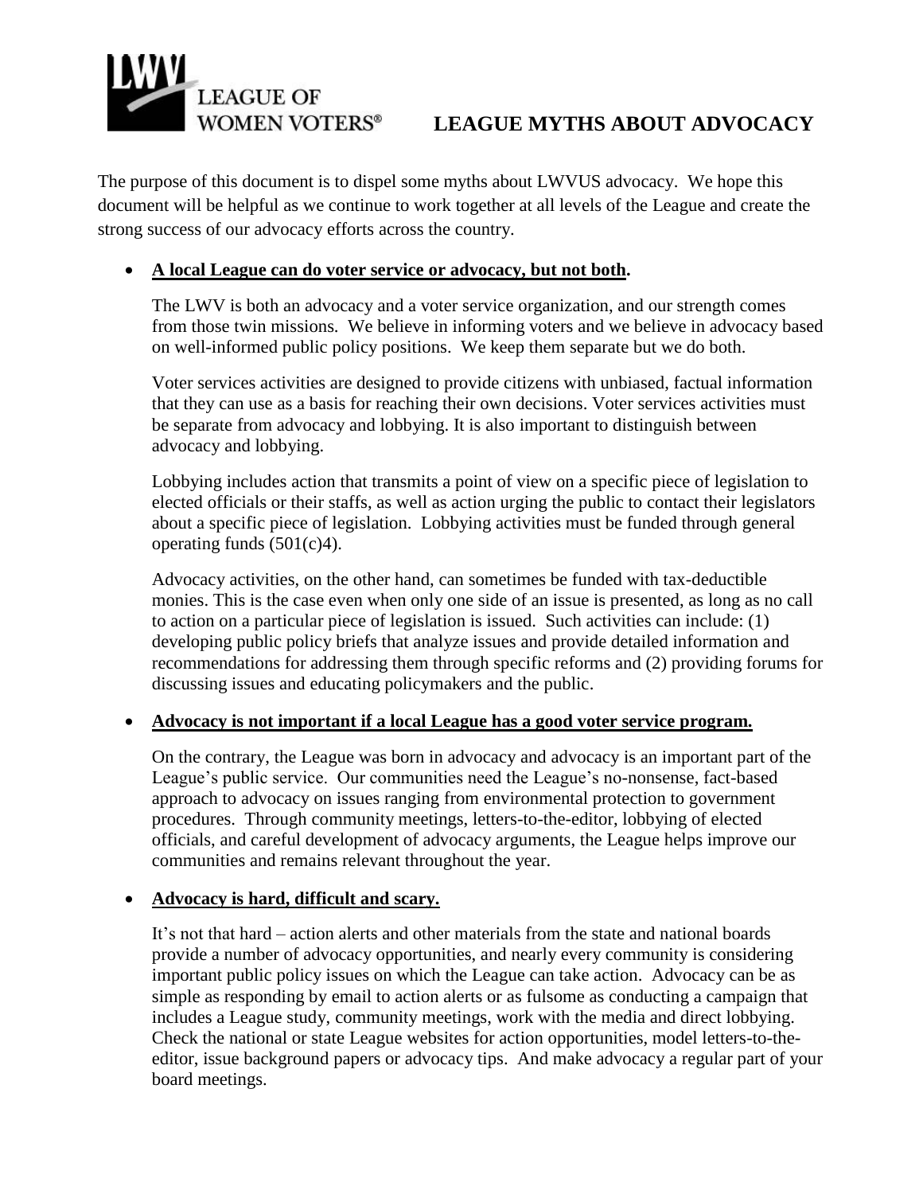LWV LEAGUE OF WOMEN VOTERS®

# LEAGUE MYTHS ABOUT ADVOCACY

The purpose of this document is to dispel some myths about LWVUS advocacy. We hope this document will be helpful as we continue to work together at all levels of the League and create the strong success of our advocacy efforts across the country.

- **<u>A local League can do voter service or advocacy, but not both</u>.**

  The LWV is both an advocacy and a voter service organization, and our strength comes from those twin missions. We believe in informing voters and we believe in advocacy based on well-informed public policy positions. We keep them separate but we do both.

  Voter services activities are designed to provide citizens with unbiased, factual information that they can use as a basis for reaching their own decisions. Voter services activities must be separate from advocacy and lobbying. It is also important to distinguish between advocacy and lobbying.

  Lobbying includes action that transmits a point of view on a specific piece of legislation to elected officials or their staffs, as well as action urging the public to contact their legislators about a specific piece of legislation. Lobbying activities must be funded through general operating funds (501(c)4).

  Advocacy activities, on the other hand, can sometimes be funded with tax-deductible monies. This is the case even when only one side of an issue is presented, as long as no call to action on a particular piece of legislation is issued. Such activities can include: (1) developing public policy briefs that analyze issues and provide detailed information and recommendations for addressing them through specific reforms and (2) providing forums for discussing issues and educating policymakers and the public.

- **<u>Advocacy is not important if a local League has a good voter service program.</u>**

  On the contrary, the League was born in advocacy and advocacy is an important part of the League's public service. Our communities need the League's no-nonsense, fact-based approach to advocacy on issues ranging from environmental protection to government procedures. Through community meetings, letters-to-the-editor, lobbying of elected officials, and careful development of advocacy arguments, the League helps improve our communities and remains relevant throughout the year.

- **<u>Advocacy is hard, difficult and scary.</u>**

  It's not that hard – action alerts and other materials from the state and national boards provide a number of advocacy opportunities, and nearly every community is considering important public policy issues on which the League can take action. Advocacy can be as simple as responding by email to action alerts or as fulsome as conducting a campaign that includes a League study, community meetings, work with the media and direct lobbying. Check the national or state League websites for action opportunities, model letters-to-the-editor, issue background papers or advocacy tips. And make advocacy a regular part of your board meetings.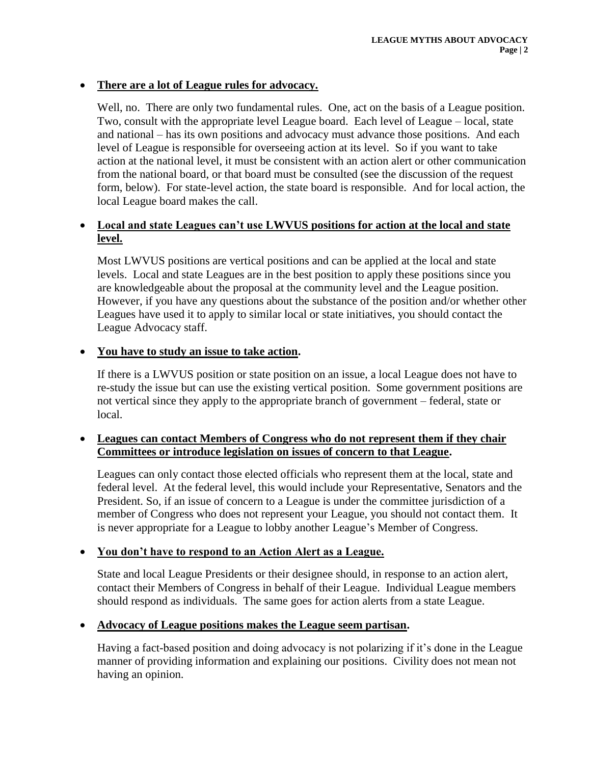- **There are a lot of League rules for advocacy.**

  Well, no. There are only two fundamental rules. One, act on the basis of a League position. Two, consult with the appropriate level League board. Each level of League – local, state and national – has its own positions and advocacy must advance those positions. And each level of League is responsible for overseeing action at its level. So if you want to take action at the national level, it must be consistent with an action alert or other communication from the national board, or that board must be consulted (see the discussion of the request form, below). For state-level action, the state board is responsible. And for local action, the local League board makes the call.

- **Local and state Leagues can't use LWVUS positions for action at the local and state level.**

  Most LWVUS positions are vertical positions and can be applied at the local and state levels. Local and state Leagues are in the best position to apply these positions since you are knowledgeable about the proposal at the community level and the League position. However, if you have any questions about the substance of the position and/or whether other Leagues have used it to apply to similar local or state initiatives, you should contact the League Advocacy staff.

- **You have to study an issue to take action.**

  If there is a LWVUS position or state position on an issue, a local League does not have to re-study the issue but can use the existing vertical position. Some government positions are not vertical since they apply to the appropriate branch of government – federal, state or local.

- **Leagues can contact Members of Congress who do not represent them if they chair Committees or introduce legislation on issues of concern to that League.**

  Leagues can only contact those elected officials who represent them at the local, state and federal level. At the federal level, this would include your Representative, Senators and the President. So, if an issue of concern to a League is under the committee jurisdiction of a member of Congress who does not represent your League, you should not contact them. It is never appropriate for a League to lobby another League's Member of Congress.

- **You don't have to respond to an Action Alert as a League.**

  State and local League Presidents or their designee should, in response to an action alert, contact their Members of Congress in behalf of their League. Individual League members should respond as individuals. The same goes for action alerts from a state League.

- **Advocacy of League positions makes the League seem partisan.**

  Having a fact-based position and doing advocacy is not polarizing if it's done in the League manner of providing information and explaining our positions. Civility does not mean not having an opinion.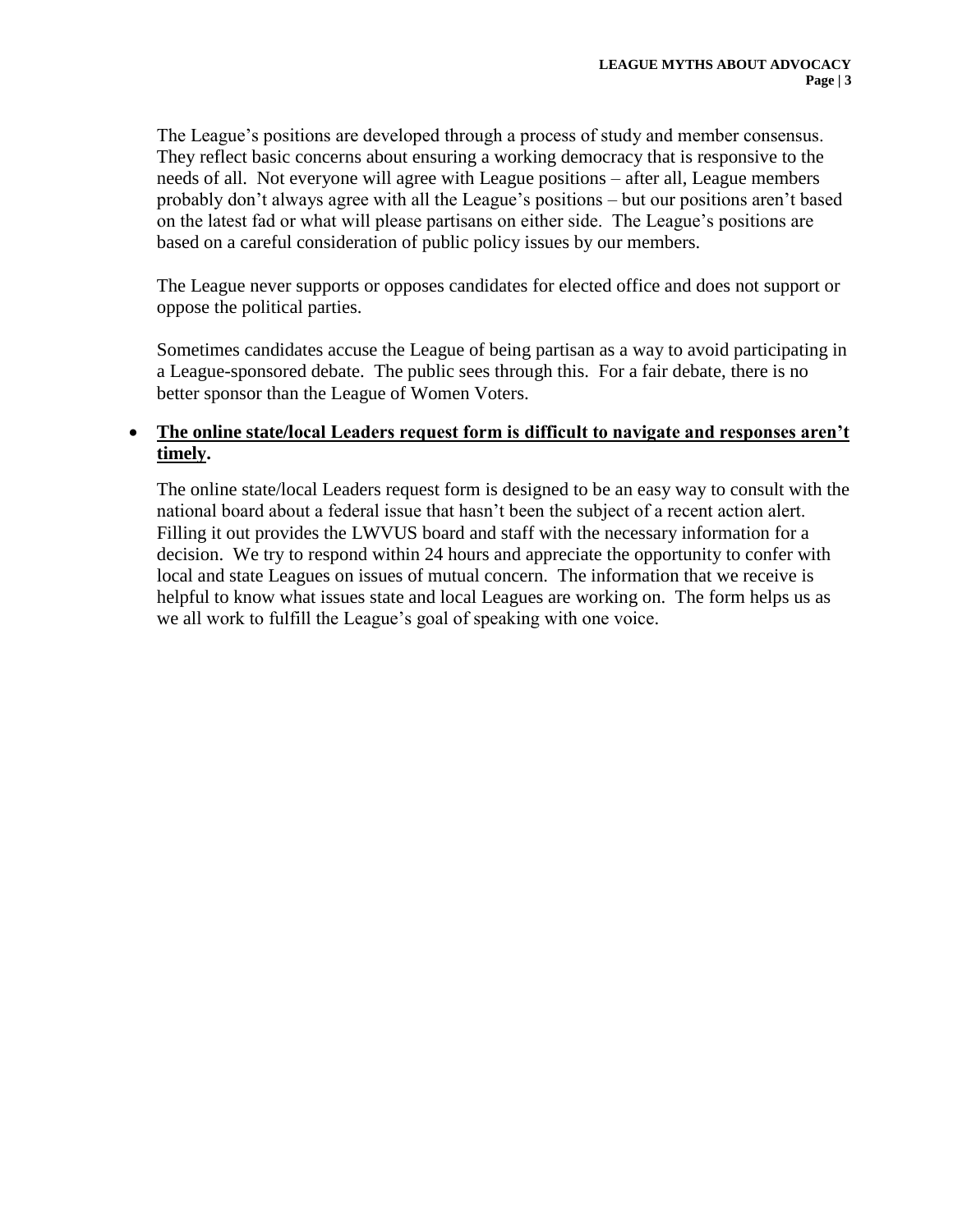The League's positions are developed through a process of study and member consensus. They reflect basic concerns about ensuring a working democracy that is responsive to the needs of all. Not everyone will agree with League positions – after all, League members probably don't always agree with all the League's positions – but our positions aren't based on the latest fad or what will please partisans on either side. The League's positions are based on a careful consideration of public policy issues by our members.

The League never supports or opposes candidates for elected office and does not support or oppose the political parties.

Sometimes candidates accuse the League of being partisan as a way to avoid participating in a League-sponsored debate. The public sees through this. For a fair debate, there is no better sponsor than the League of Women Voters.

- **The online state/local Leaders request form is difficult to navigate and responses aren't timely.**

  The online state/local Leaders request form is designed to be an easy way to consult with the national board about a federal issue that hasn't been the subject of a recent action alert. Filling it out provides the LWVUS board and staff with the necessary information for a decision. We try to respond within 24 hours and appreciate the opportunity to confer with local and state Leagues on issues of mutual concern. The information that we receive is helpful to know what issues state and local Leagues are working on. The form helps us as we all work to fulfill the League's goal of speaking with one voice.